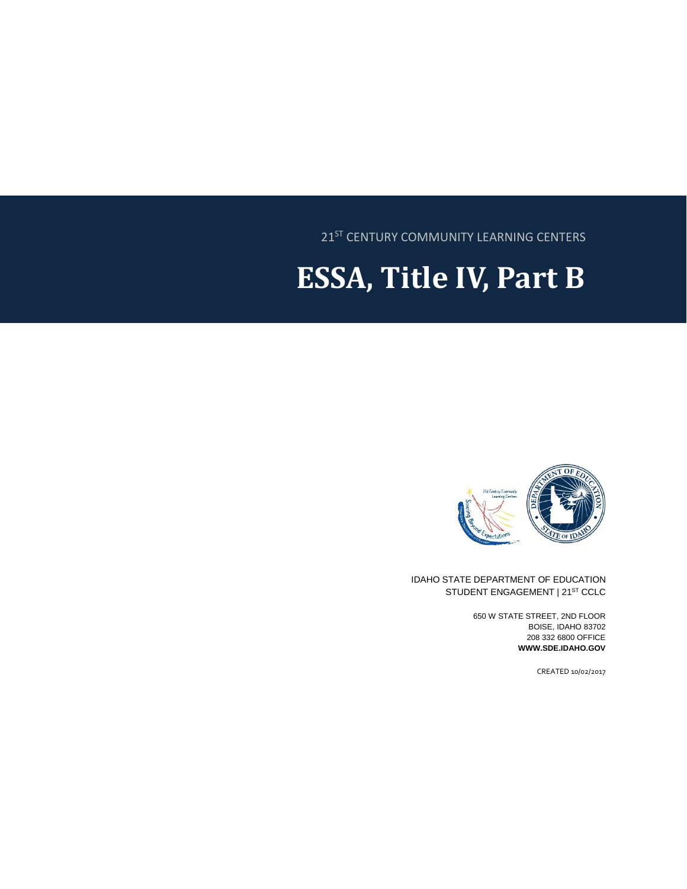21ST CENTURY COMMUNITY LEARNING CENTERS

# ESSA, Title IV, Part B

IDAHO STATE DEPARTMENT OF EDUCATION
STUDENT ENGAGEMENT | 21ST CCLC

650 W STATE STREET, 2ND FLOOR
BOISE, IDAHO 83702
208 332 6800 OFFICE
**WWW.SDE.IDAHO.GOV**

CREATED 10/02/2017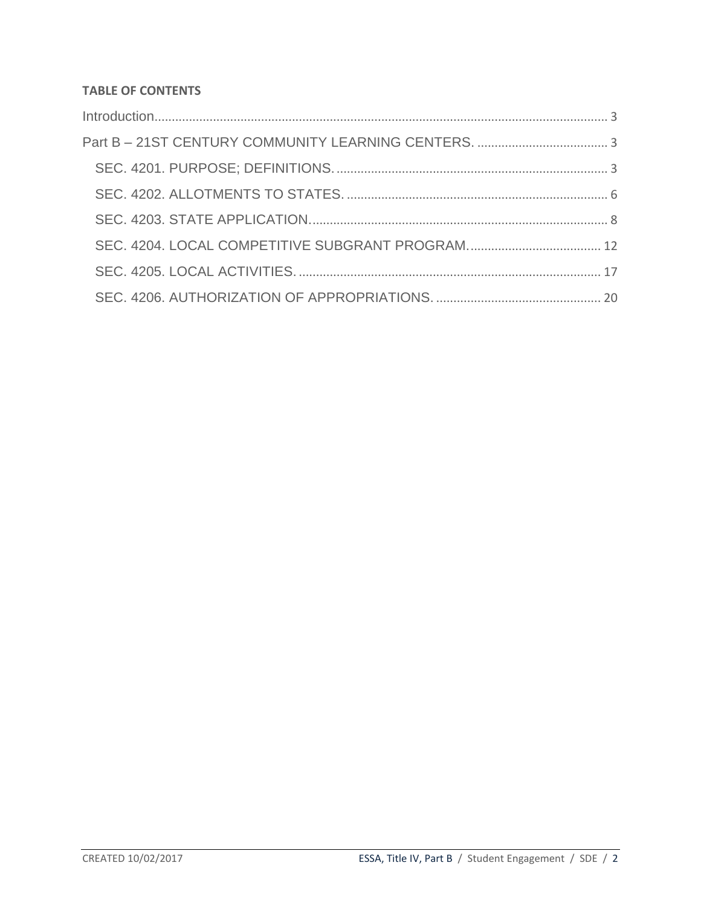**TABLE OF CONTENTS**

Introduction........................................................................................................................ 3

Part B – 21ST CENTURY COMMUNITY LEARNING CENTERS. ..................................... 3

SEC. 4201. PURPOSE; DEFINITIONS. ............................................................................. 3

SEC. 4202. ALLOTMENTS TO STATES. ........................................................................... 6

SEC. 4203. STATE APPLICATION. ..................................................................................... 8

SEC. 4204. LOCAL COMPETITIVE SUBGRANT PROGRAM. ...................................... 12

SEC. 4205. LOCAL ACTIVITIES. ....................................................................................... 17

SEC. 4206. AUTHORIZATION OF APPROPRIATIONS. ................................................ 20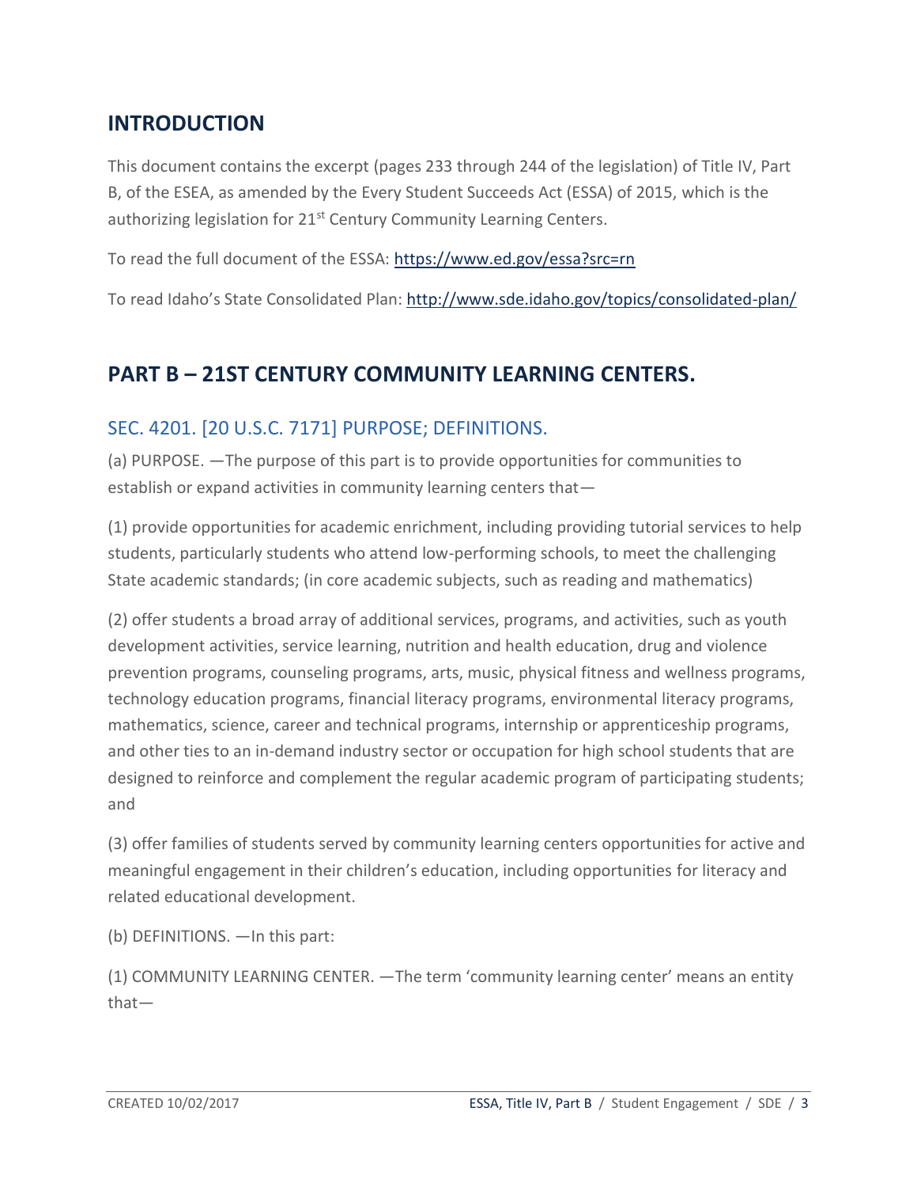## INTRODUCTION

This document contains the excerpt (pages 233 through 244 of the legislation) of Title IV, Part B, of the ESEA, as amended by the Every Student Succeeds Act (ESSA) of 2015, which is the authorizing legislation for 21st Century Community Learning Centers.

To read the full document of the ESSA: https://www.ed.gov/essa?src=rn

To read Idaho's State Consolidated Plan: http://www.sde.idaho.gov/topics/consolidated-plan/

## PART B – 21ST CENTURY COMMUNITY LEARNING CENTERS.

### SEC. 4201. [20 U.S.C. 7171] PURPOSE; DEFINITIONS.

(a) PURPOSE. —The purpose of this part is to provide opportunities for communities to establish or expand activities in community learning centers that—

(1) provide opportunities for academic enrichment, including providing tutorial services to help students, particularly students who attend low-performing schools, to meet the challenging State academic standards; (in core academic subjects, such as reading and mathematics)

(2) offer students a broad array of additional services, programs, and activities, such as youth development activities, service learning, nutrition and health education, drug and violence prevention programs, counseling programs, arts, music, physical fitness and wellness programs, technology education programs, financial literacy programs, environmental literacy programs, mathematics, science, career and technical programs, internship or apprenticeship programs, and other ties to an in-demand industry sector or occupation for high school students that are designed to reinforce and complement the regular academic program of participating students; and

(3) offer families of students served by community learning centers opportunities for active and meaningful engagement in their children's education, including opportunities for literacy and related educational development.

(b) DEFINITIONS. —In this part:

(1) COMMUNITY LEARNING CENTER. —The term 'community learning center' means an entity that—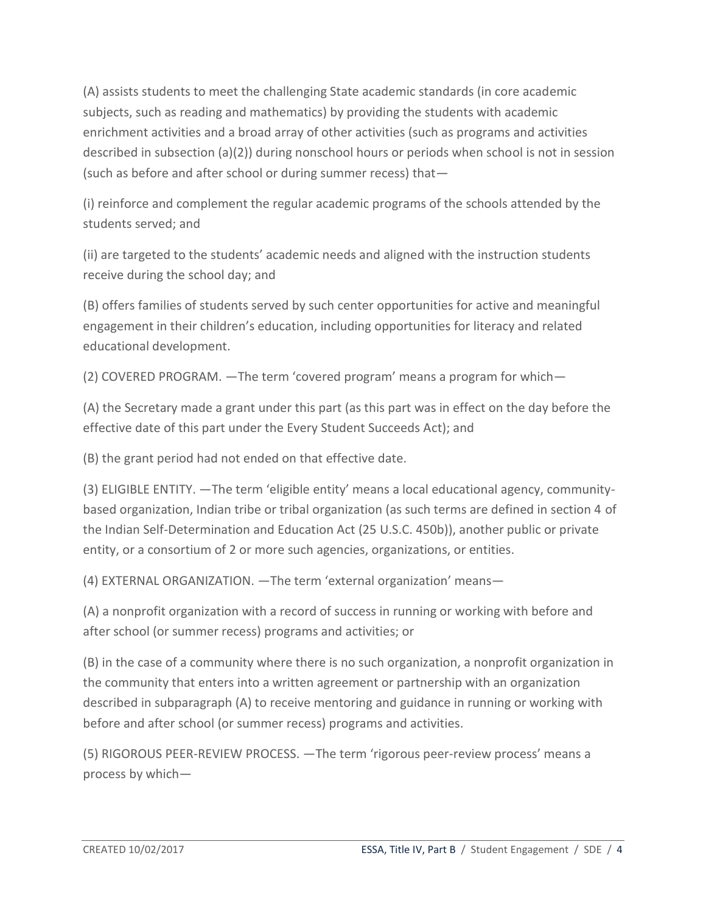(A) assists students to meet the challenging State academic standards (in core academic subjects, such as reading and mathematics) by providing the students with academic enrichment activities and a broad array of other activities (such as programs and activities described in subsection (a)(2)) during nonschool hours or periods when school is not in session (such as before and after school or during summer recess) that—

(i) reinforce and complement the regular academic programs of the schools attended by the students served; and

(ii) are targeted to the students' academic needs and aligned with the instruction students receive during the school day; and

(B) offers families of students served by such center opportunities for active and meaningful engagement in their children's education, including opportunities for literacy and related educational development.

(2) COVERED PROGRAM. —The term 'covered program' means a program for which—

(A) the Secretary made a grant under this part (as this part was in effect on the day before the effective date of this part under the Every Student Succeeds Act); and

(B) the grant period had not ended on that effective date.

(3) ELIGIBLE ENTITY. —The term 'eligible entity' means a local educational agency, community-based organization, Indian tribe or tribal organization (as such terms are defined in section 4 of the Indian Self-Determination and Education Act (25 U.S.C. 450b)), another public or private entity, or a consortium of 2 or more such agencies, organizations, or entities.

(4) EXTERNAL ORGANIZATION. —The term 'external organization' means—

(A) a nonprofit organization with a record of success in running or working with before and after school (or summer recess) programs and activities; or

(B) in the case of a community where there is no such organization, a nonprofit organization in the community that enters into a written agreement or partnership with an organization described in subparagraph (A) to receive mentoring and guidance in running or working with before and after school (or summer recess) programs and activities.

(5) RIGOROUS PEER-REVIEW PROCESS. —The term 'rigorous peer-review process' means a process by which—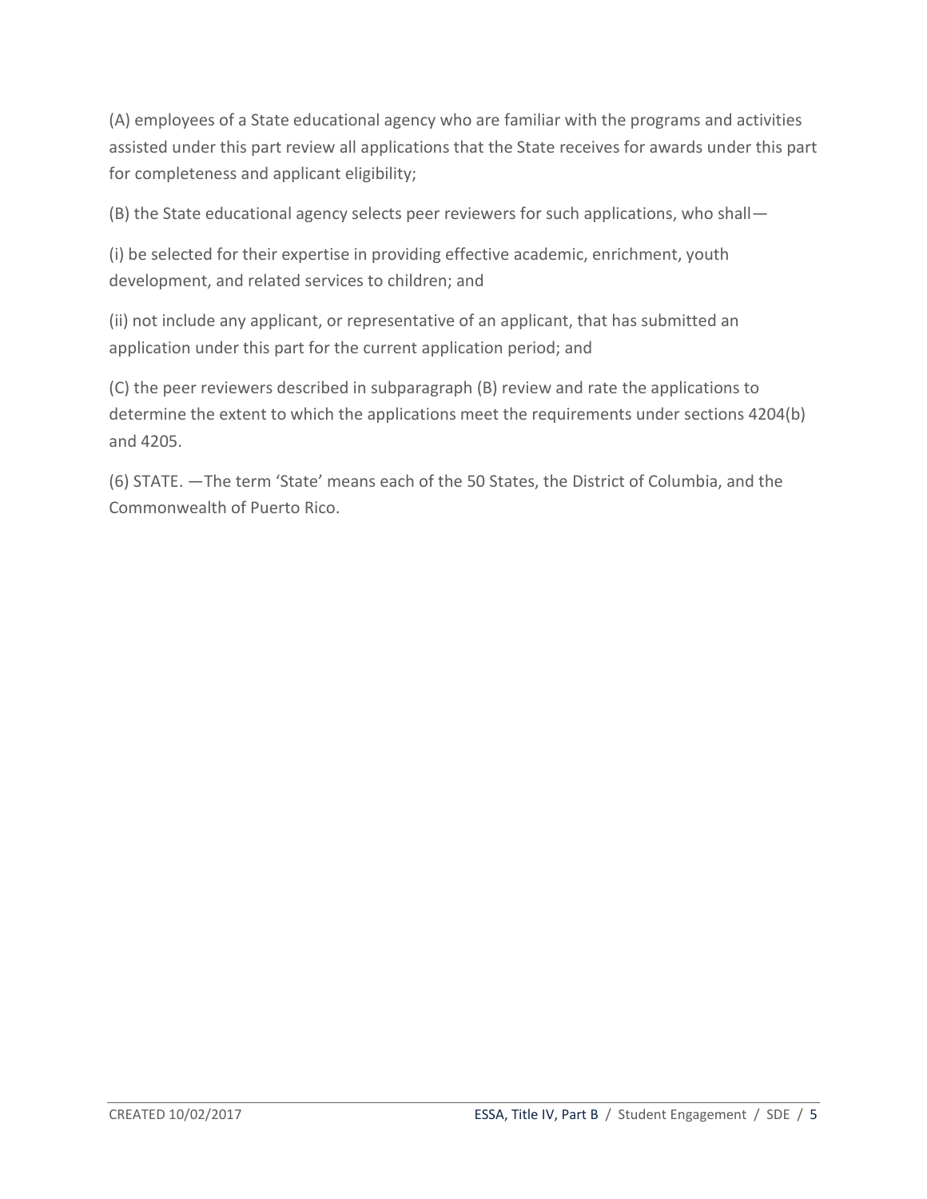(A) employees of a State educational agency who are familiar with the programs and activities assisted under this part review all applications that the State receives for awards under this part for completeness and applicant eligibility;

(B) the State educational agency selects peer reviewers for such applications, who shall—

(i) be selected for their expertise in providing effective academic, enrichment, youth development, and related services to children; and

(ii) not include any applicant, or representative of an applicant, that has submitted an application under this part for the current application period; and

(C) the peer reviewers described in subparagraph (B) review and rate the applications to determine the extent to which the applications meet the requirements under sections 4204(b) and 4205.

(6) STATE. —The term 'State' means each of the 50 States, the District of Columbia, and the Commonwealth of Puerto Rico.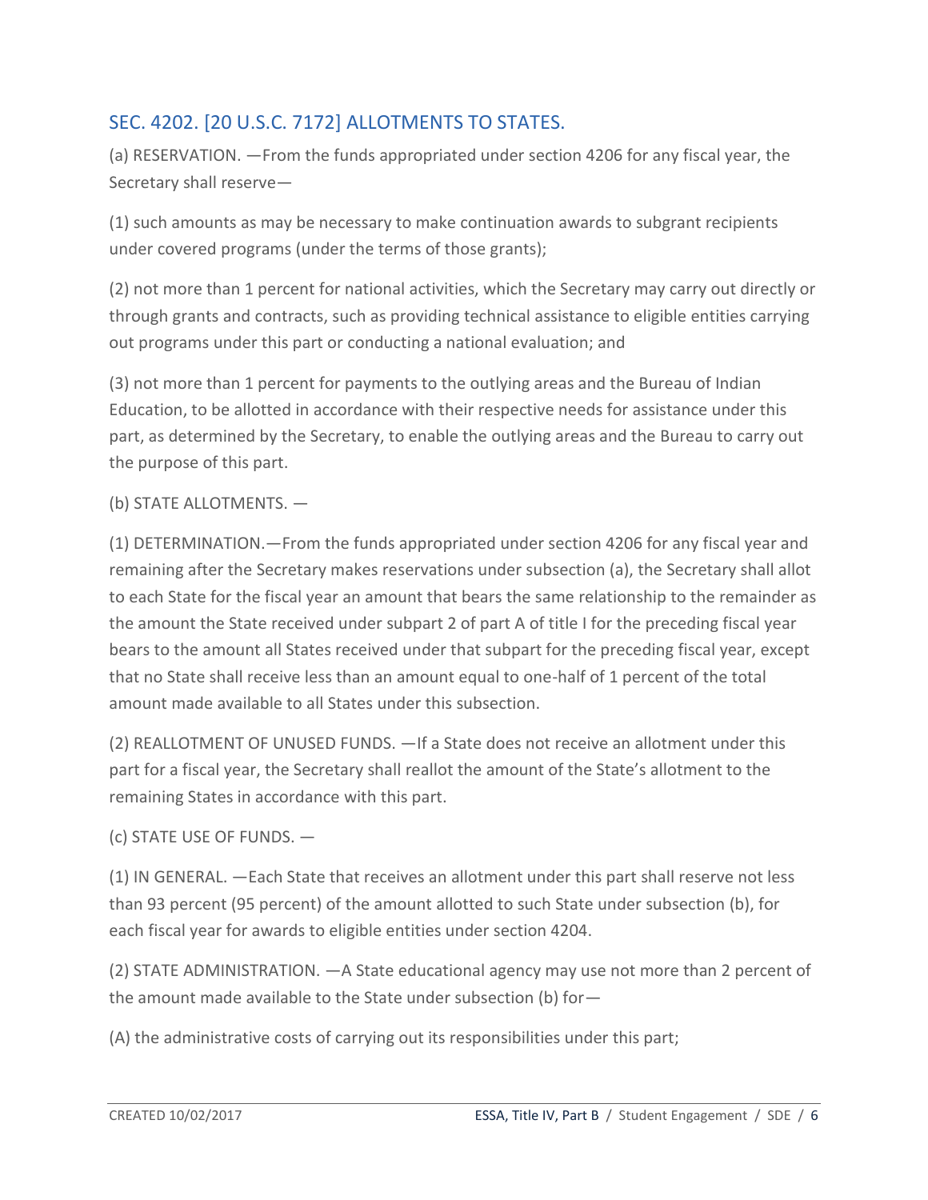## SEC. 4202. [20 U.S.C. 7172] ALLOTMENTS TO STATES.

(a) RESERVATION. —From the funds appropriated under section 4206 for any fiscal year, the Secretary shall reserve—

(1) such amounts as may be necessary to make continuation awards to subgrant recipients under covered programs (under the terms of those grants);

(2) not more than 1 percent for national activities, which the Secretary may carry out directly or through grants and contracts, such as providing technical assistance to eligible entities carrying out programs under this part or conducting a national evaluation; and

(3) not more than 1 percent for payments to the outlying areas and the Bureau of Indian Education, to be allotted in accordance with their respective needs for assistance under this part, as determined by the Secretary, to enable the outlying areas and the Bureau to carry out the purpose of this part.

(b) STATE ALLOTMENTS. —

(1) DETERMINATION.—From the funds appropriated under section 4206 for any fiscal year and remaining after the Secretary makes reservations under subsection (a), the Secretary shall allot to each State for the fiscal year an amount that bears the same relationship to the remainder as the amount the State received under subpart 2 of part A of title I for the preceding fiscal year bears to the amount all States received under that subpart for the preceding fiscal year, except that no State shall receive less than an amount equal to one-half of 1 percent of the total amount made available to all States under this subsection.

(2) REALLOTMENT OF UNUSED FUNDS. —If a State does not receive an allotment under this part for a fiscal year, the Secretary shall reallot the amount of the State's allotment to the remaining States in accordance with this part.

(c) STATE USE OF FUNDS. —

(1) IN GENERAL. —Each State that receives an allotment under this part shall reserve not less than 93 percent (95 percent) of the amount allotted to such State under subsection (b), for each fiscal year for awards to eligible entities under section 4204.

(2) STATE ADMINISTRATION. —A State educational agency may use not more than 2 percent of the amount made available to the State under subsection (b) for—

(A) the administrative costs of carrying out its responsibilities under this part;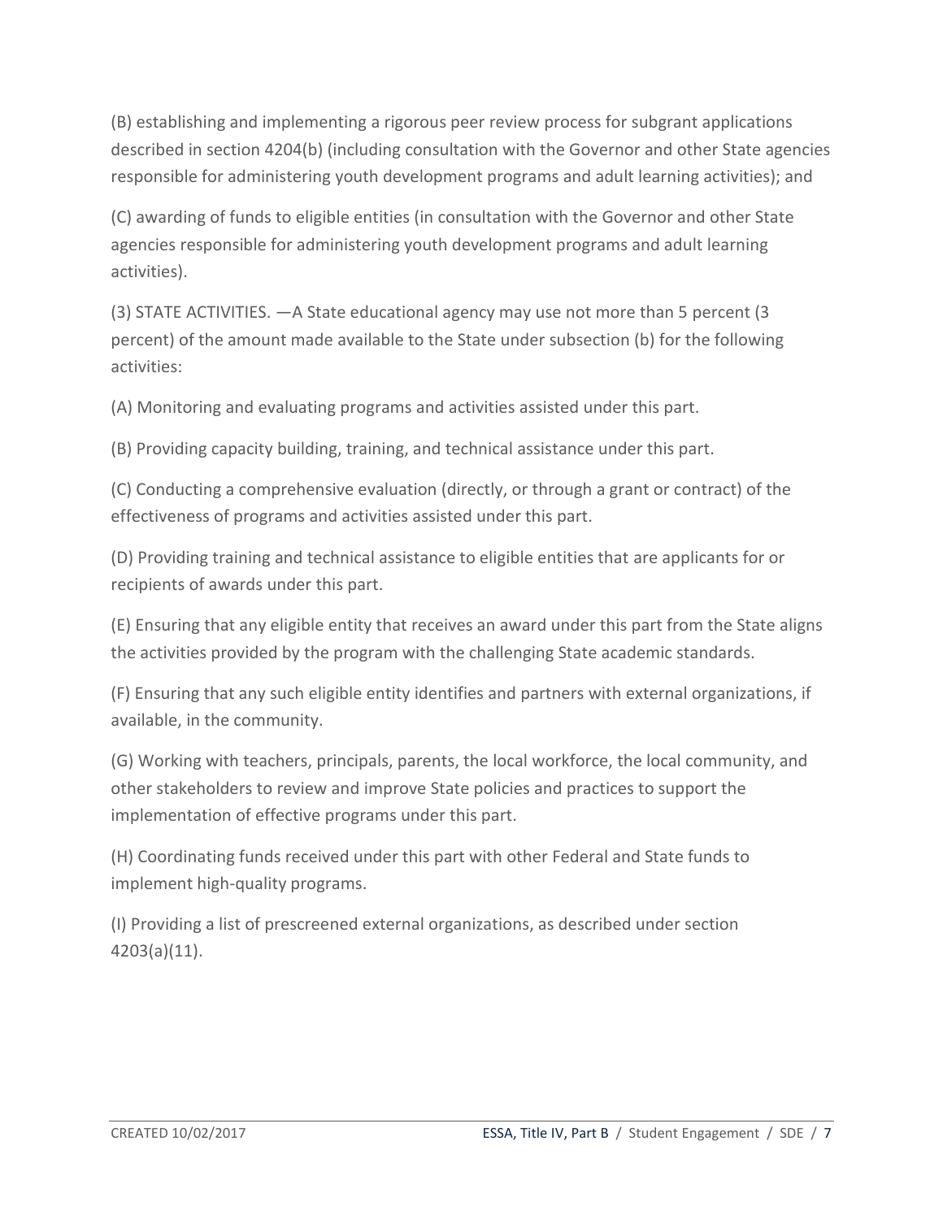(B) establishing and implementing a rigorous peer review process for subgrant applications described in section 4204(b) (including consultation with the Governor and other State agencies responsible for administering youth development programs and adult learning activities); and

(C) awarding of funds to eligible entities (in consultation with the Governor and other State agencies responsible for administering youth development programs and adult learning activities).

(3) STATE ACTIVITIES. —A State educational agency may use not more than 5 percent (3 percent) of the amount made available to the State under subsection (b) for the following activities:

(A) Monitoring and evaluating programs and activities assisted under this part.

(B) Providing capacity building, training, and technical assistance under this part.

(C) Conducting a comprehensive evaluation (directly, or through a grant or contract) of the effectiveness of programs and activities assisted under this part.

(D) Providing training and technical assistance to eligible entities that are applicants for or recipients of awards under this part.

(E) Ensuring that any eligible entity that receives an award under this part from the State aligns the activities provided by the program with the challenging State academic standards.

(F) Ensuring that any such eligible entity identifies and partners with external organizations, if available, in the community.

(G) Working with teachers, principals, parents, the local workforce, the local community, and other stakeholders to review and improve State policies and practices to support the implementation of effective programs under this part.

(H) Coordinating funds received under this part with other Federal and State funds to implement high-quality programs.

(I) Providing a list of prescreened external organizations, as described under section 4203(a)(11).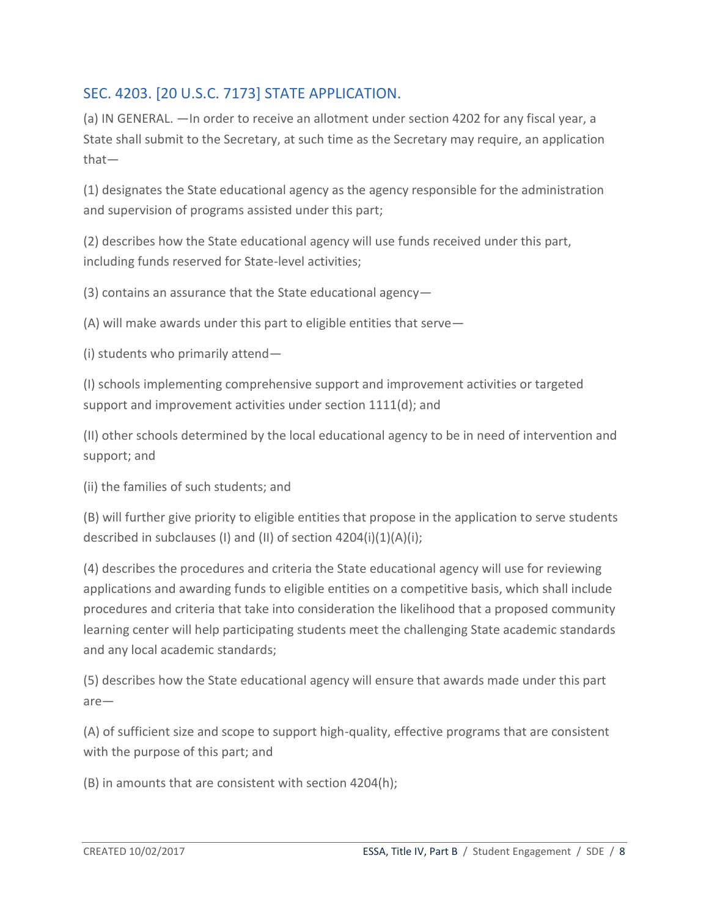## SEC. 4203. [20 U.S.C. 7173] STATE APPLICATION.

(a) IN GENERAL. —In order to receive an allotment under section 4202 for any fiscal year, a State shall submit to the Secretary, at such time as the Secretary may require, an application that—

(1) designates the State educational agency as the agency responsible for the administration and supervision of programs assisted under this part;

(2) describes how the State educational agency will use funds received under this part, including funds reserved for State-level activities;

(3) contains an assurance that the State educational agency—

(A) will make awards under this part to eligible entities that serve—

(i) students who primarily attend—

(I) schools implementing comprehensive support and improvement activities or targeted support and improvement activities under section 1111(d); and

(II) other schools determined by the local educational agency to be in need of intervention and support; and

(ii) the families of such students; and

(B) will further give priority to eligible entities that propose in the application to serve students described in subclauses (I) and (II) of section 4204(i)(1)(A)(i);

(4) describes the procedures and criteria the State educational agency will use for reviewing applications and awarding funds to eligible entities on a competitive basis, which shall include procedures and criteria that take into consideration the likelihood that a proposed community learning center will help participating students meet the challenging State academic standards and any local academic standards;

(5) describes how the State educational agency will ensure that awards made under this part are—

(A) of sufficient size and scope to support high-quality, effective programs that are consistent with the purpose of this part; and

(B) in amounts that are consistent with section 4204(h);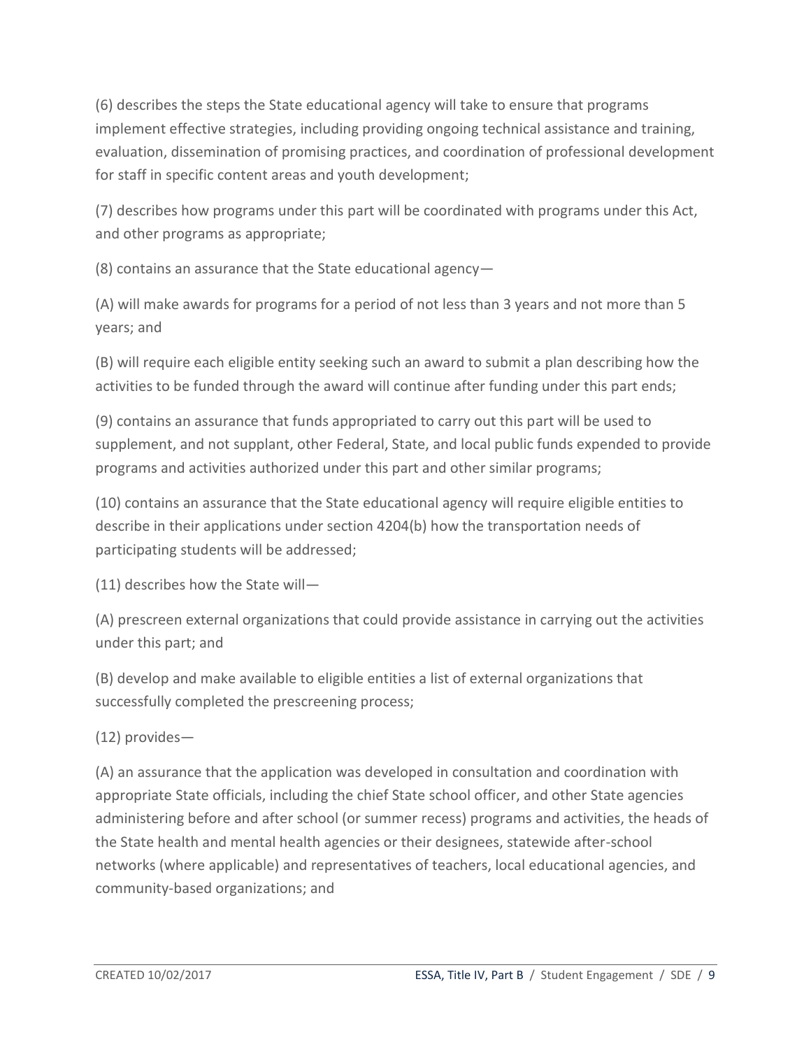(6) describes the steps the State educational agency will take to ensure that programs implement effective strategies, including providing ongoing technical assistance and training, evaluation, dissemination of promising practices, and coordination of professional development for staff in specific content areas and youth development;

(7) describes how programs under this part will be coordinated with programs under this Act, and other programs as appropriate;

(8) contains an assurance that the State educational agency—

(A) will make awards for programs for a period of not less than 3 years and not more than 5 years; and

(B) will require each eligible entity seeking such an award to submit a plan describing how the activities to be funded through the award will continue after funding under this part ends;

(9) contains an assurance that funds appropriated to carry out this part will be used to supplement, and not supplant, other Federal, State, and local public funds expended to provide programs and activities authorized under this part and other similar programs;

(10) contains an assurance that the State educational agency will require eligible entities to describe in their applications under section 4204(b) how the transportation needs of participating students will be addressed;

(11) describes how the State will—

(A) prescreen external organizations that could provide assistance in carrying out the activities under this part; and

(B) develop and make available to eligible entities a list of external organizations that successfully completed the prescreening process;

(12) provides—

(A) an assurance that the application was developed in consultation and coordination with appropriate State officials, including the chief State school officer, and other State agencies administering before and after school (or summer recess) programs and activities, the heads of the State health and mental health agencies or their designees, statewide after-school networks (where applicable) and representatives of teachers, local educational agencies, and community-based organizations; and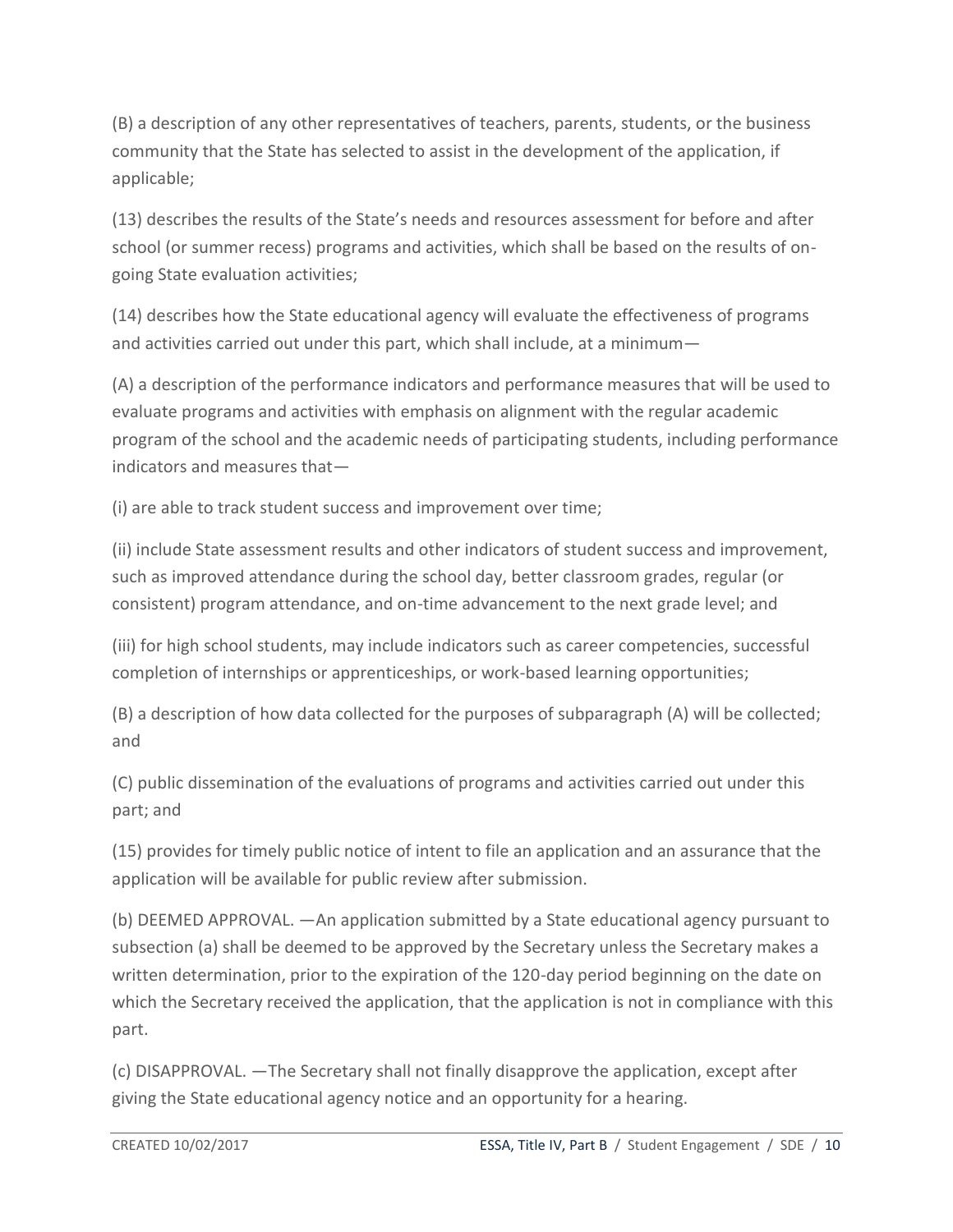(B) a description of any other representatives of teachers, parents, students, or the business community that the State has selected to assist in the development of the application, if applicable;

(13) describes the results of the State's needs and resources assessment for before and after school (or summer recess) programs and activities, which shall be based on the results of on-going State evaluation activities;

(14) describes how the State educational agency will evaluate the effectiveness of programs and activities carried out under this part, which shall include, at a minimum—

(A) a description of the performance indicators and performance measures that will be used to evaluate programs and activities with emphasis on alignment with the regular academic program of the school and the academic needs of participating students, including performance indicators and measures that—

(i) are able to track student success and improvement over time;

(ii) include State assessment results and other indicators of student success and improvement, such as improved attendance during the school day, better classroom grades, regular (or consistent) program attendance, and on-time advancement to the next grade level; and

(iii) for high school students, may include indicators such as career competencies, successful completion of internships or apprenticeships, or work-based learning opportunities;

(B) a description of how data collected for the purposes of subparagraph (A) will be collected; and

(C) public dissemination of the evaluations of programs and activities carried out under this part; and

(15) provides for timely public notice of intent to file an application and an assurance that the application will be available for public review after submission.

(b) DEEMED APPROVAL. —An application submitted by a State educational agency pursuant to subsection (a) shall be deemed to be approved by the Secretary unless the Secretary makes a written determination, prior to the expiration of the 120-day period beginning on the date on which the Secretary received the application, that the application is not in compliance with this part.

(c) DISAPPROVAL. —The Secretary shall not finally disapprove the application, except after giving the State educational agency notice and an opportunity for a hearing.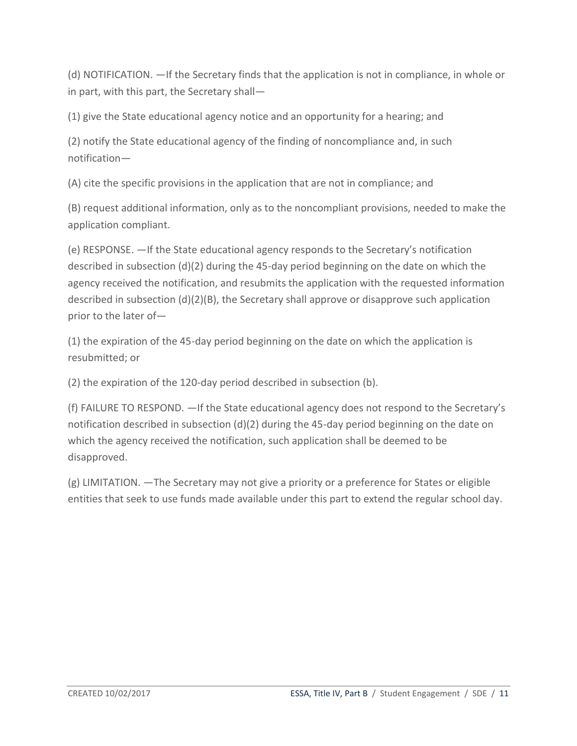(d) NOTIFICATION. —If the Secretary finds that the application is not in compliance, in whole or in part, with this part, the Secretary shall—

(1) give the State educational agency notice and an opportunity for a hearing; and

(2) notify the State educational agency of the finding of noncompliance and, in such notification—

(A) cite the specific provisions in the application that are not in compliance; and

(B) request additional information, only as to the noncompliant provisions, needed to make the application compliant.

(e) RESPONSE. —If the State educational agency responds to the Secretary's notification described in subsection (d)(2) during the 45-day period beginning on the date on which the agency received the notification, and resubmits the application with the requested information described in subsection (d)(2)(B), the Secretary shall approve or disapprove such application prior to the later of—

(1) the expiration of the 45-day period beginning on the date on which the application is resubmitted; or

(2) the expiration of the 120-day period described in subsection (b).

(f) FAILURE TO RESPOND. —If the State educational agency does not respond to the Secretary's notification described in subsection (d)(2) during the 45-day period beginning on the date on which the agency received the notification, such application shall be deemed to be disapproved.

(g) LIMITATION. —The Secretary may not give a priority or a preference for States or eligible entities that seek to use funds made available under this part to extend the regular school day.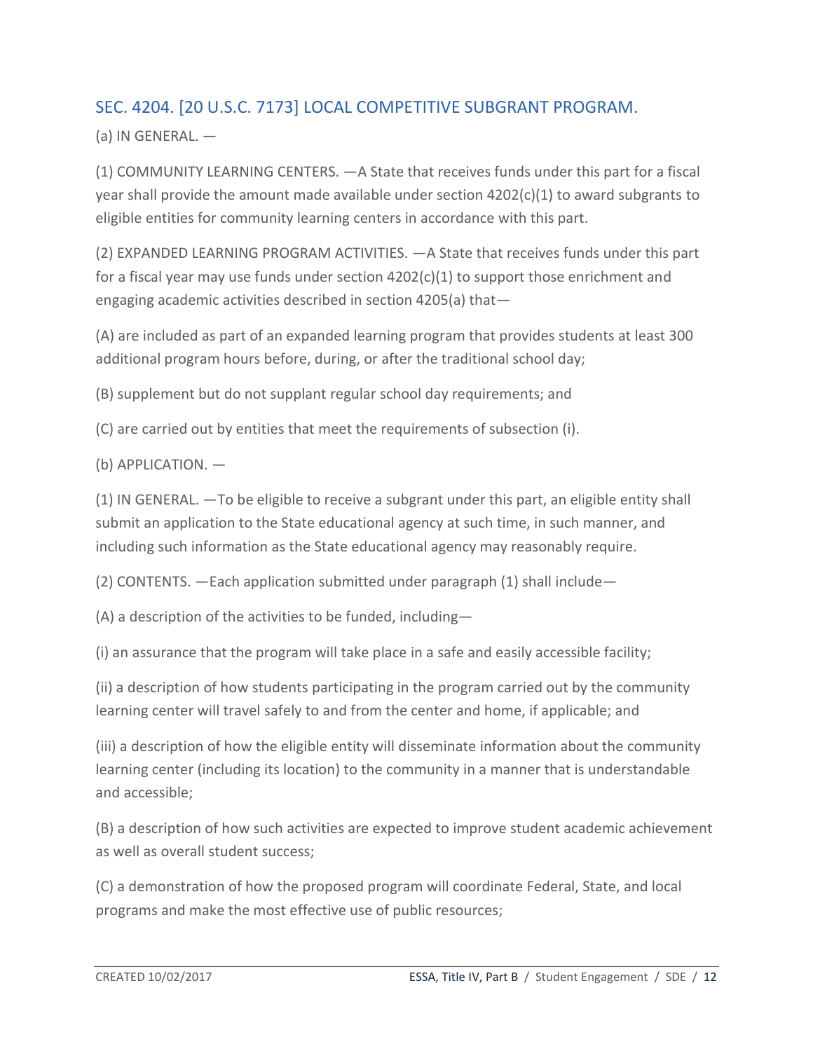## SEC. 4204. [20 U.S.C. 7173] LOCAL COMPETITIVE SUBGRANT PROGRAM.

(a) IN GENERAL. —

(1) COMMUNITY LEARNING CENTERS. —A State that receives funds under this part for a fiscal year shall provide the amount made available under section 4202(c)(1) to award subgrants to eligible entities for community learning centers in accordance with this part.

(2) EXPANDED LEARNING PROGRAM ACTIVITIES. —A State that receives funds under this part for a fiscal year may use funds under section 4202(c)(1) to support those enrichment and engaging academic activities described in section 4205(a) that—

(A) are included as part of an expanded learning program that provides students at least 300 additional program hours before, during, or after the traditional school day;

(B) supplement but do not supplant regular school day requirements; and

(C) are carried out by entities that meet the requirements of subsection (i).

(b) APPLICATION. —

(1) IN GENERAL. —To be eligible to receive a subgrant under this part, an eligible entity shall submit an application to the State educational agency at such time, in such manner, and including such information as the State educational agency may reasonably require.

(2) CONTENTS. —Each application submitted under paragraph (1) shall include—

(A) a description of the activities to be funded, including—

(i) an assurance that the program will take place in a safe and easily accessible facility;

(ii) a description of how students participating in the program carried out by the community learning center will travel safely to and from the center and home, if applicable; and

(iii) a description of how the eligible entity will disseminate information about the community learning center (including its location) to the community in a manner that is understandable and accessible;

(B) a description of how such activities are expected to improve student academic achievement as well as overall student success;

(C) a demonstration of how the proposed program will coordinate Federal, State, and local programs and make the most effective use of public resources;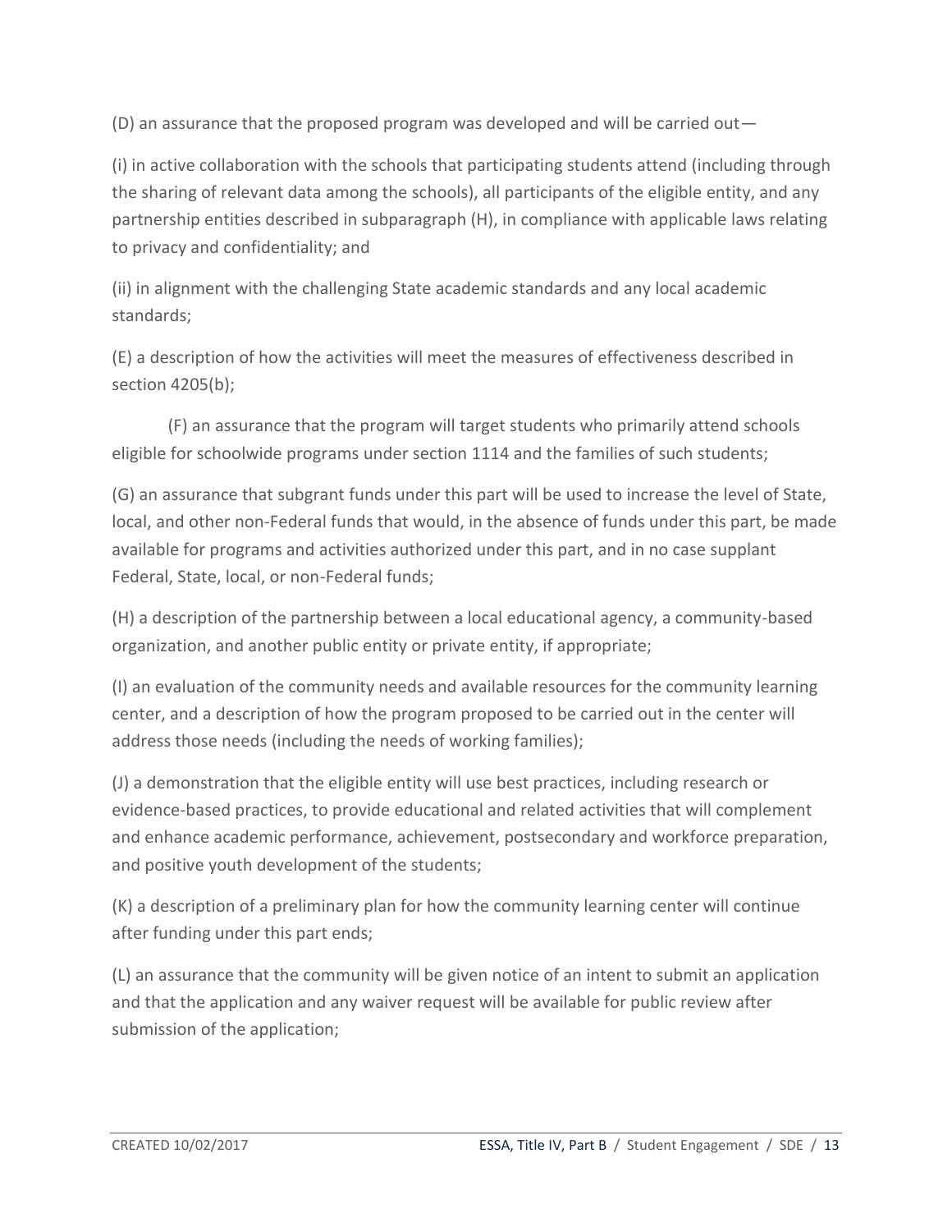(D) an assurance that the proposed program was developed and will be carried out—

(i) in active collaboration with the schools that participating students attend (including through the sharing of relevant data among the schools), all participants of the eligible entity, and any partnership entities described in subparagraph (H), in compliance with applicable laws relating to privacy and confidentiality; and

(ii) in alignment with the challenging State academic standards and any local academic standards;

(E) a description of how the activities will meet the measures of effectiveness described in section 4205(b);

(F) an assurance that the program will target students who primarily attend schools eligible for schoolwide programs under section 1114 and the families of such students;

(G) an assurance that subgrant funds under this part will be used to increase the level of State, local, and other non-Federal funds that would, in the absence of funds under this part, be made available for programs and activities authorized under this part, and in no case supplant Federal, State, local, or non-Federal funds;

(H) a description of the partnership between a local educational agency, a community-based organization, and another public entity or private entity, if appropriate;

(I) an evaluation of the community needs and available resources for the community learning center, and a description of how the program proposed to be carried out in the center will address those needs (including the needs of working families);

(J) a demonstration that the eligible entity will use best practices, including research or evidence-based practices, to provide educational and related activities that will complement and enhance academic performance, achievement, postsecondary and workforce preparation, and positive youth development of the students;

(K) a description of a preliminary plan for how the community learning center will continue after funding under this part ends;

(L) an assurance that the community will be given notice of an intent to submit an application and that the application and any waiver request will be available for public review after submission of the application;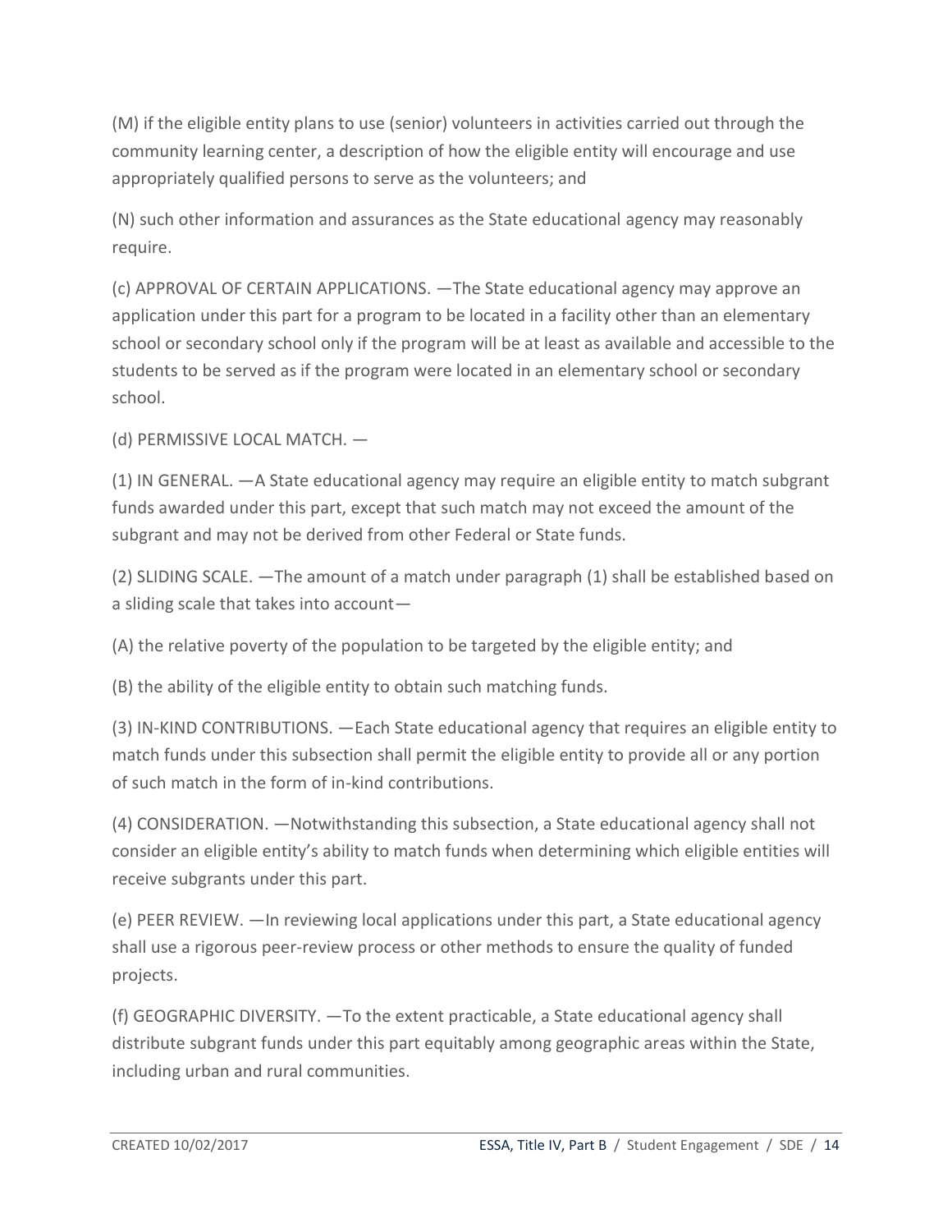(M) if the eligible entity plans to use (senior) volunteers in activities carried out through the community learning center, a description of how the eligible entity will encourage and use appropriately qualified persons to serve as the volunteers; and

(N) such other information and assurances as the State educational agency may reasonably require.

(c) APPROVAL OF CERTAIN APPLICATIONS. —The State educational agency may approve an application under this part for a program to be located in a facility other than an elementary school or secondary school only if the program will be at least as available and accessible to the students to be served as if the program were located in an elementary school or secondary school.

(d) PERMISSIVE LOCAL MATCH. —

(1) IN GENERAL. —A State educational agency may require an eligible entity to match subgrant funds awarded under this part, except that such match may not exceed the amount of the subgrant and may not be derived from other Federal or State funds.

(2) SLIDING SCALE. —The amount of a match under paragraph (1) shall be established based on a sliding scale that takes into account—

(A) the relative poverty of the population to be targeted by the eligible entity; and

(B) the ability of the eligible entity to obtain such matching funds.

(3) IN-KIND CONTRIBUTIONS. —Each State educational agency that requires an eligible entity to match funds under this subsection shall permit the eligible entity to provide all or any portion of such match in the form of in-kind contributions.

(4) CONSIDERATION. —Notwithstanding this subsection, a State educational agency shall not consider an eligible entity's ability to match funds when determining which eligible entities will receive subgrants under this part.

(e) PEER REVIEW. —In reviewing local applications under this part, a State educational agency shall use a rigorous peer-review process or other methods to ensure the quality of funded projects.

(f) GEOGRAPHIC DIVERSITY. —To the extent practicable, a State educational agency shall distribute subgrant funds under this part equitably among geographic areas within the State, including urban and rural communities.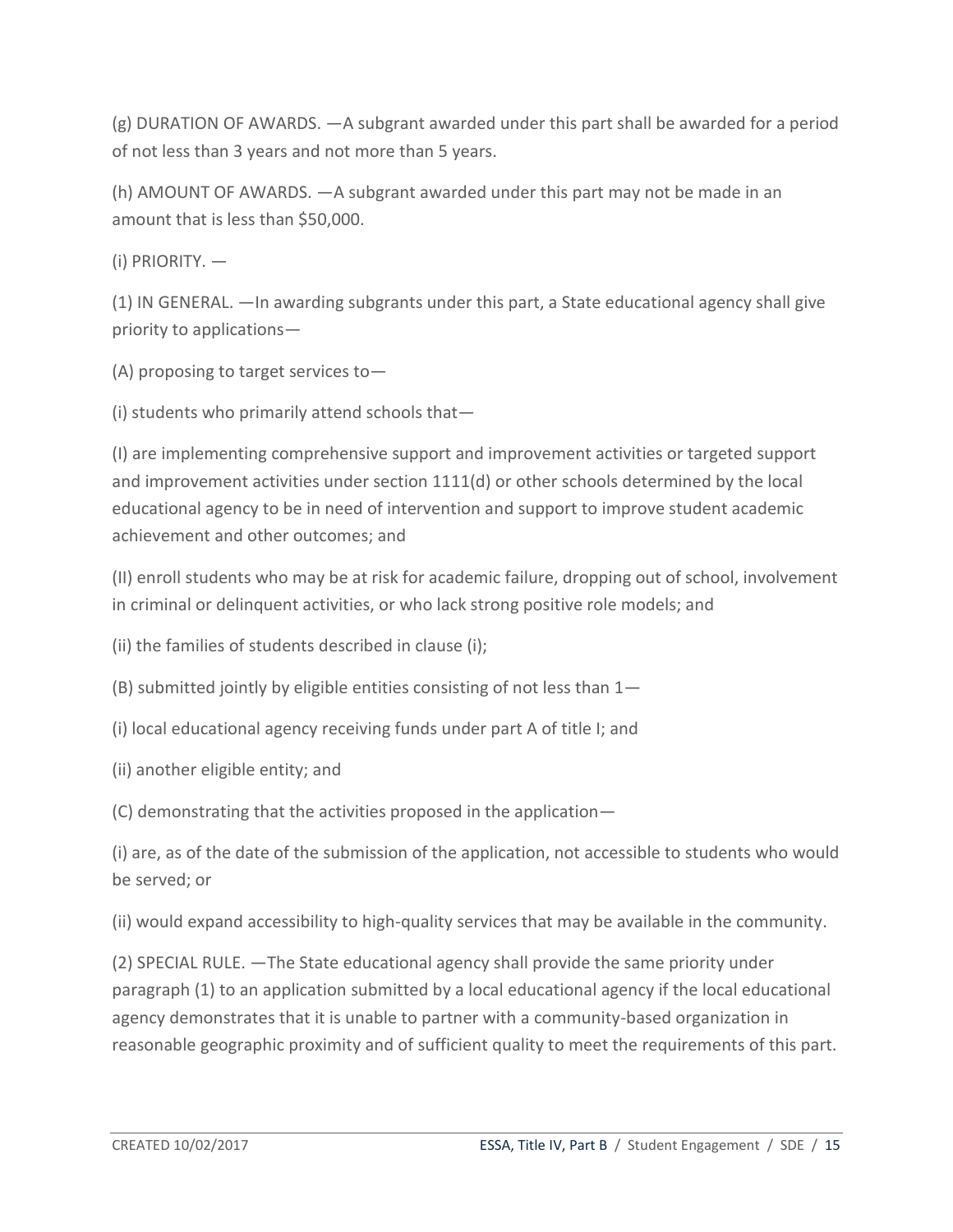(g) DURATION OF AWARDS. —A subgrant awarded under this part shall be awarded for a period of not less than 3 years and not more than 5 years.

(h) AMOUNT OF AWARDS. —A subgrant awarded under this part may not be made in an amount that is less than $50,000.

(i) PRIORITY. —

(1) IN GENERAL. —In awarding subgrants under this part, a State educational agency shall give priority to applications—

(A) proposing to target services to—

(i) students who primarily attend schools that—

(I) are implementing comprehensive support and improvement activities or targeted support and improvement activities under section 1111(d) or other schools determined by the local educational agency to be in need of intervention and support to improve student academic achievement and other outcomes; and

(II) enroll students who may be at risk for academic failure, dropping out of school, involvement in criminal or delinquent activities, or who lack strong positive role models; and

(ii) the families of students described in clause (i);

(B) submitted jointly by eligible entities consisting of not less than 1—

(i) local educational agency receiving funds under part A of title I; and

(ii) another eligible entity; and

(C) demonstrating that the activities proposed in the application—

(i) are, as of the date of the submission of the application, not accessible to students who would be served; or

(ii) would expand accessibility to high-quality services that may be available in the community.

(2) SPECIAL RULE. —The State educational agency shall provide the same priority under paragraph (1) to an application submitted by a local educational agency if the local educational agency demonstrates that it is unable to partner with a community-based organization in reasonable geographic proximity and of sufficient quality to meet the requirements of this part.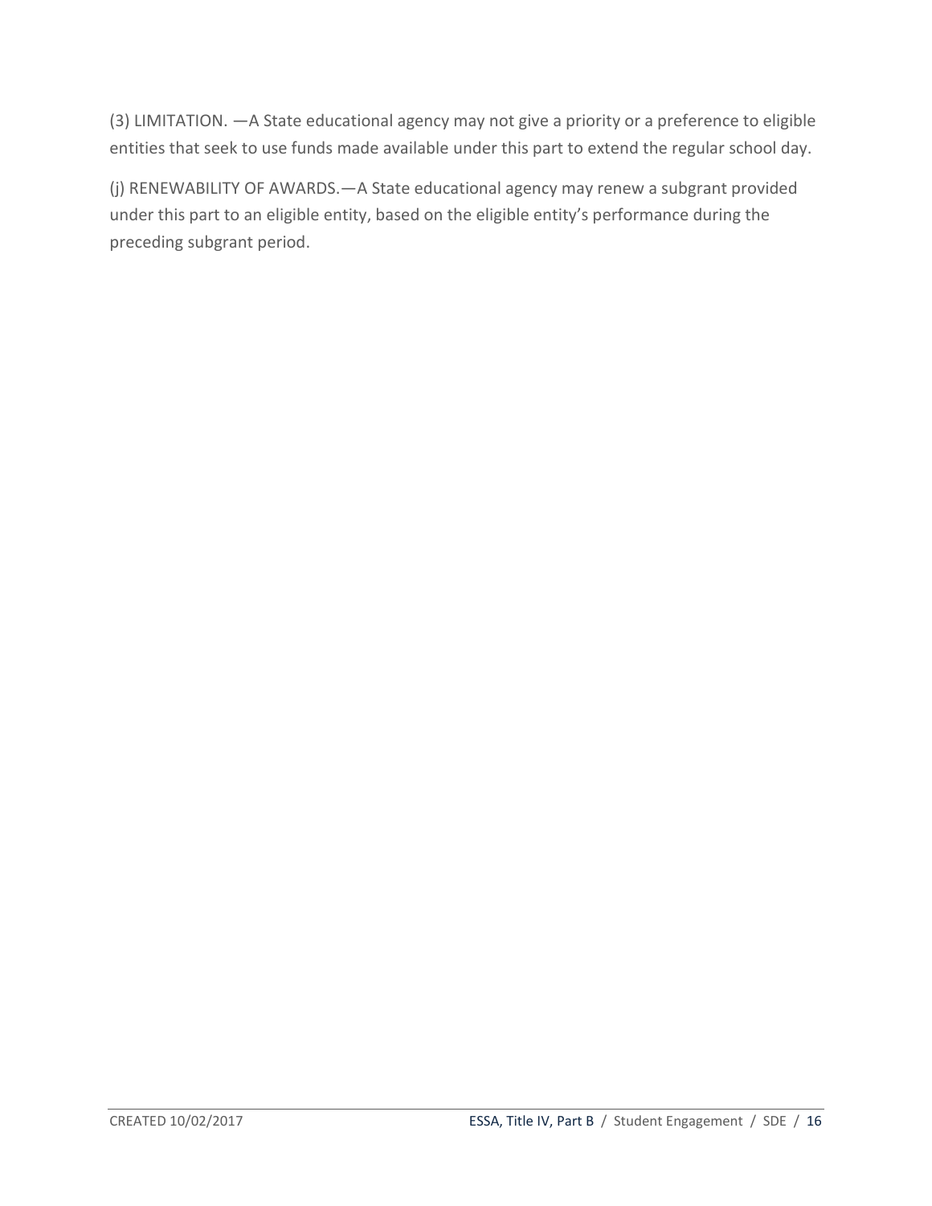(3) LIMITATION. —A State educational agency may not give a priority or a preference to eligible entities that seek to use funds made available under this part to extend the regular school day.

(j) RENEWABILITY OF AWARDS.—A State educational agency may renew a subgrant provided under this part to an eligible entity, based on the eligible entity's performance during the preceding subgrant period.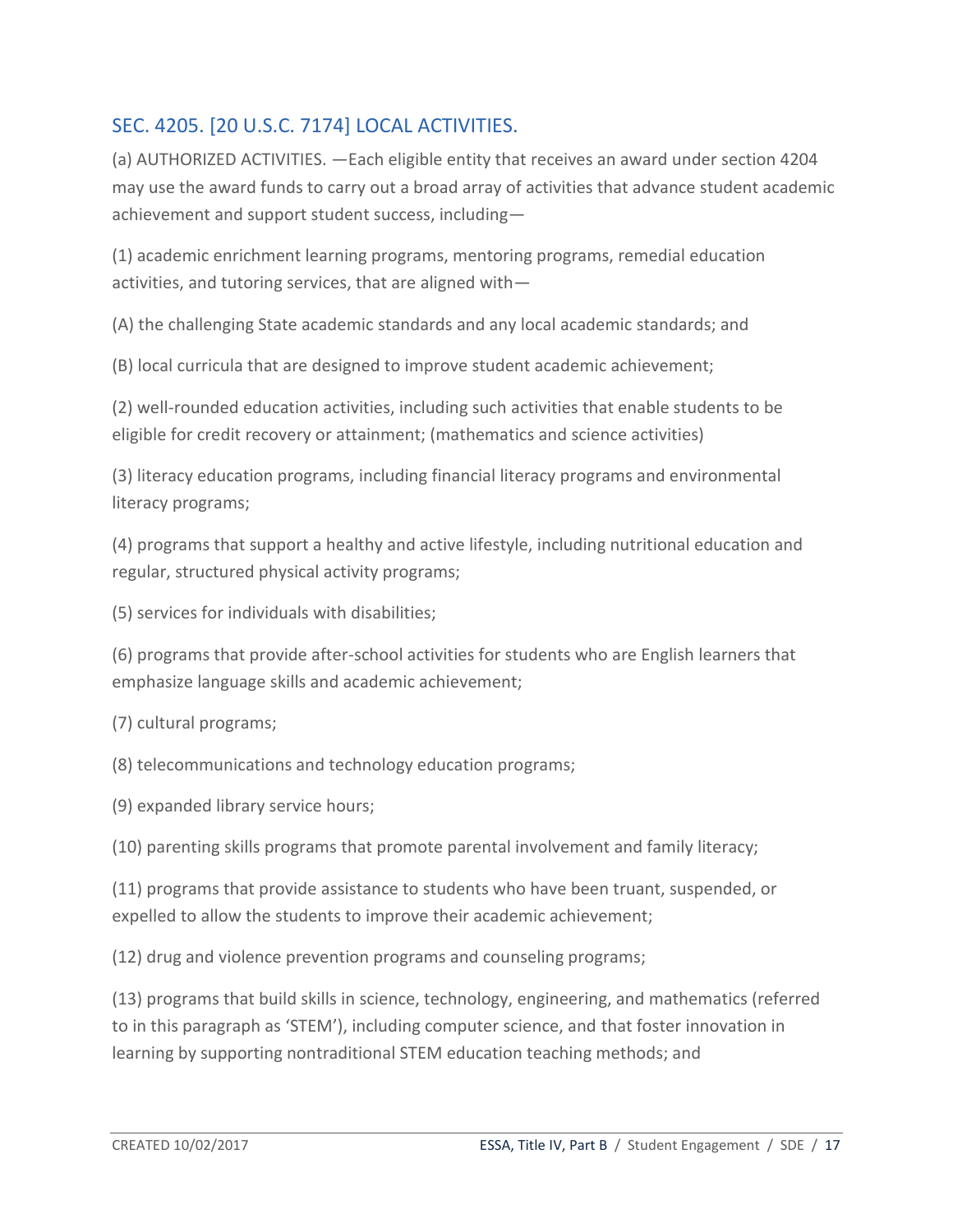## SEC. 4205. [20 U.S.C. 7174] LOCAL ACTIVITIES.

(a) AUTHORIZED ACTIVITIES. —Each eligible entity that receives an award under section 4204 may use the award funds to carry out a broad array of activities that advance student academic achievement and support student success, including—

(1) academic enrichment learning programs, mentoring programs, remedial education activities, and tutoring services, that are aligned with—

(A) the challenging State academic standards and any local academic standards; and

(B) local curricula that are designed to improve student academic achievement;

(2) well-rounded education activities, including such activities that enable students to be eligible for credit recovery or attainment; (mathematics and science activities)

(3) literacy education programs, including financial literacy programs and environmental literacy programs;

(4) programs that support a healthy and active lifestyle, including nutritional education and regular, structured physical activity programs;

(5) services for individuals with disabilities;

(6) programs that provide after-school activities for students who are English learners that emphasize language skills and academic achievement;

(7) cultural programs;

(8) telecommunications and technology education programs;

(9) expanded library service hours;

(10) parenting skills programs that promote parental involvement and family literacy;

(11) programs that provide assistance to students who have been truant, suspended, or expelled to allow the students to improve their academic achievement;

(12) drug and violence prevention programs and counseling programs;

(13) programs that build skills in science, technology, engineering, and mathematics (referred to in this paragraph as 'STEM'), including computer science, and that foster innovation in learning by supporting nontraditional STEM education teaching methods; and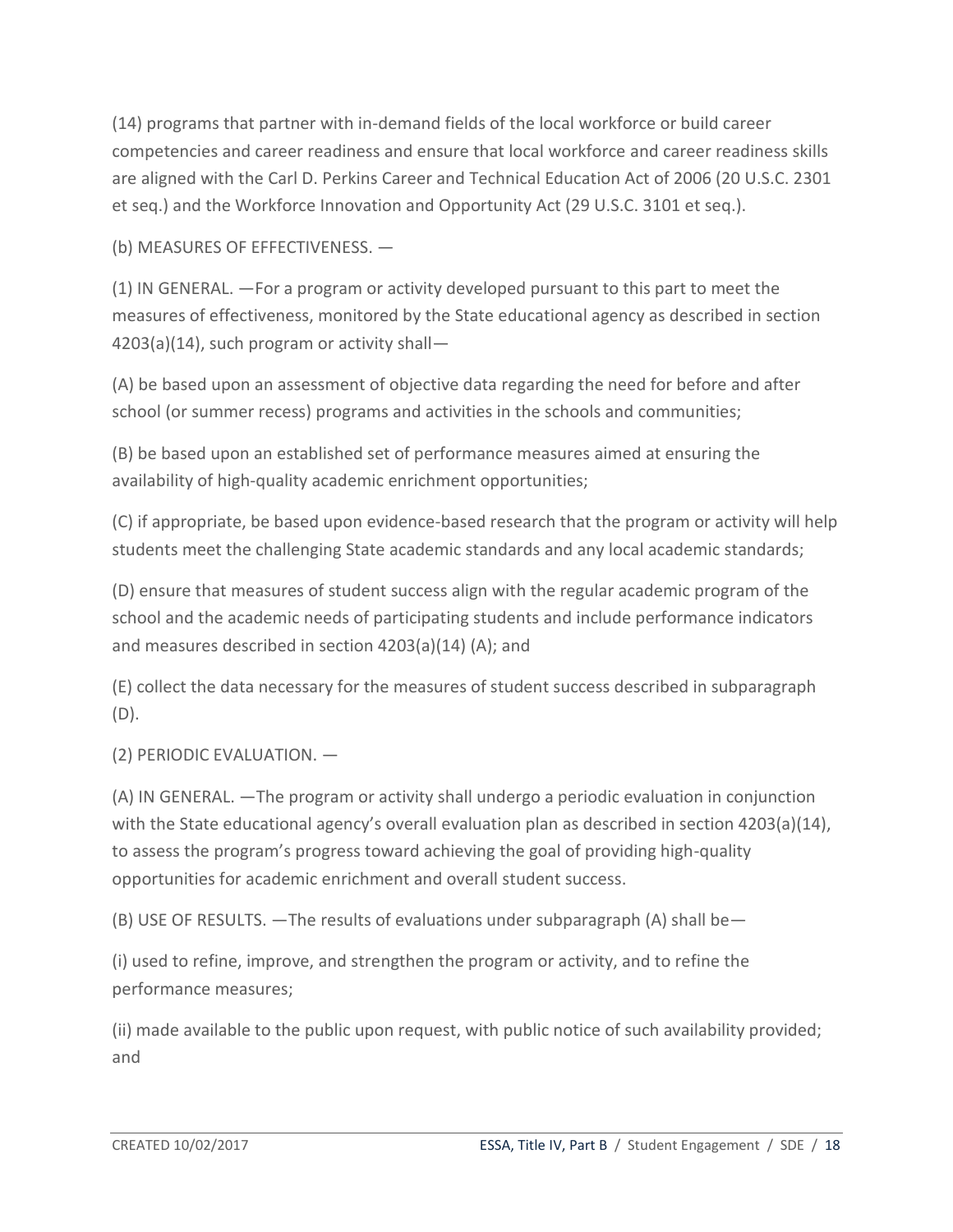(14) programs that partner with in-demand fields of the local workforce or build career competencies and career readiness and ensure that local workforce and career readiness skills are aligned with the Carl D. Perkins Career and Technical Education Act of 2006 (20 U.S.C. 2301 et seq.) and the Workforce Innovation and Opportunity Act (29 U.S.C. 3101 et seq.).

(b) MEASURES OF EFFECTIVENESS. —

(1) IN GENERAL. —For a program or activity developed pursuant to this part to meet the measures of effectiveness, monitored by the State educational agency as described in section 4203(a)(14), such program or activity shall—

(A) be based upon an assessment of objective data regarding the need for before and after school (or summer recess) programs and activities in the schools and communities;

(B) be based upon an established set of performance measures aimed at ensuring the availability of high-quality academic enrichment opportunities;

(C) if appropriate, be based upon evidence-based research that the program or activity will help students meet the challenging State academic standards and any local academic standards;

(D) ensure that measures of student success align with the regular academic program of the school and the academic needs of participating students and include performance indicators and measures described in section 4203(a)(14) (A); and

(E) collect the data necessary for the measures of student success described in subparagraph (D).

(2) PERIODIC EVALUATION. —

(A) IN GENERAL. —The program or activity shall undergo a periodic evaluation in conjunction with the State educational agency's overall evaluation plan as described in section 4203(a)(14), to assess the program's progress toward achieving the goal of providing high-quality opportunities for academic enrichment and overall student success.

(B) USE OF RESULTS. —The results of evaluations under subparagraph (A) shall be—

(i) used to refine, improve, and strengthen the program or activity, and to refine the performance measures;

(ii) made available to the public upon request, with public notice of such availability provided; and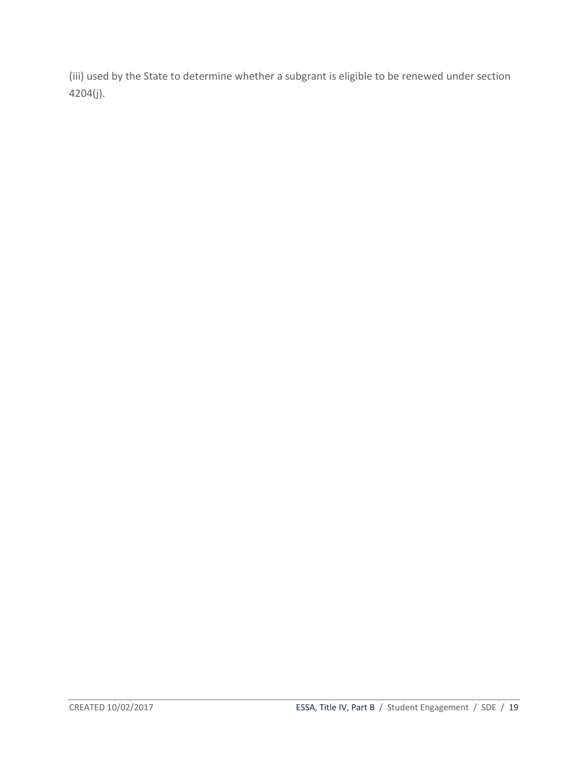(iii) used by the State to determine whether a subgrant is eligible to be renewed under section 4204(j).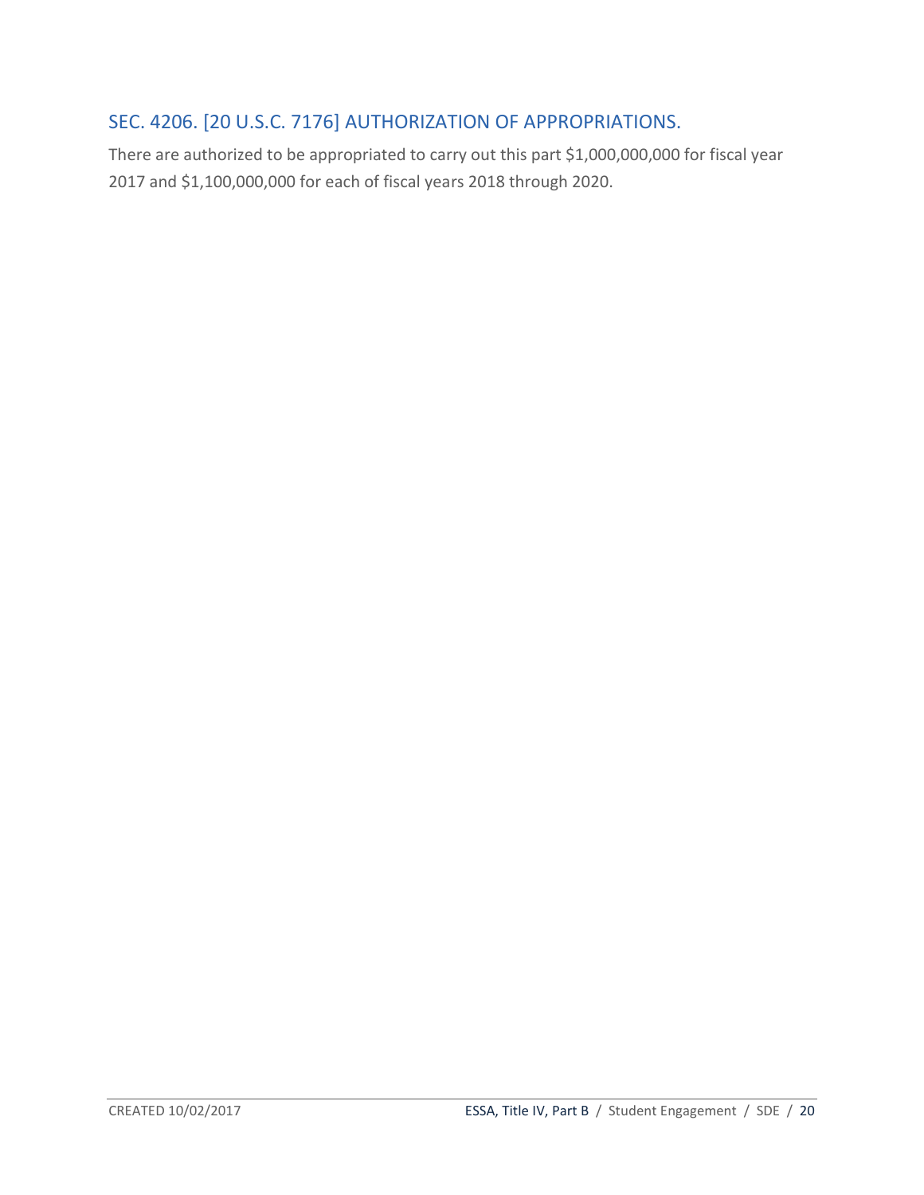## SEC. 4206. [20 U.S.C. 7176] AUTHORIZATION OF APPROPRIATIONS.

There are authorized to be appropriated to carry out this part $1,000,000,000 for fiscal year 2017 and $1,100,000,000 for each of fiscal years 2018 through 2020.